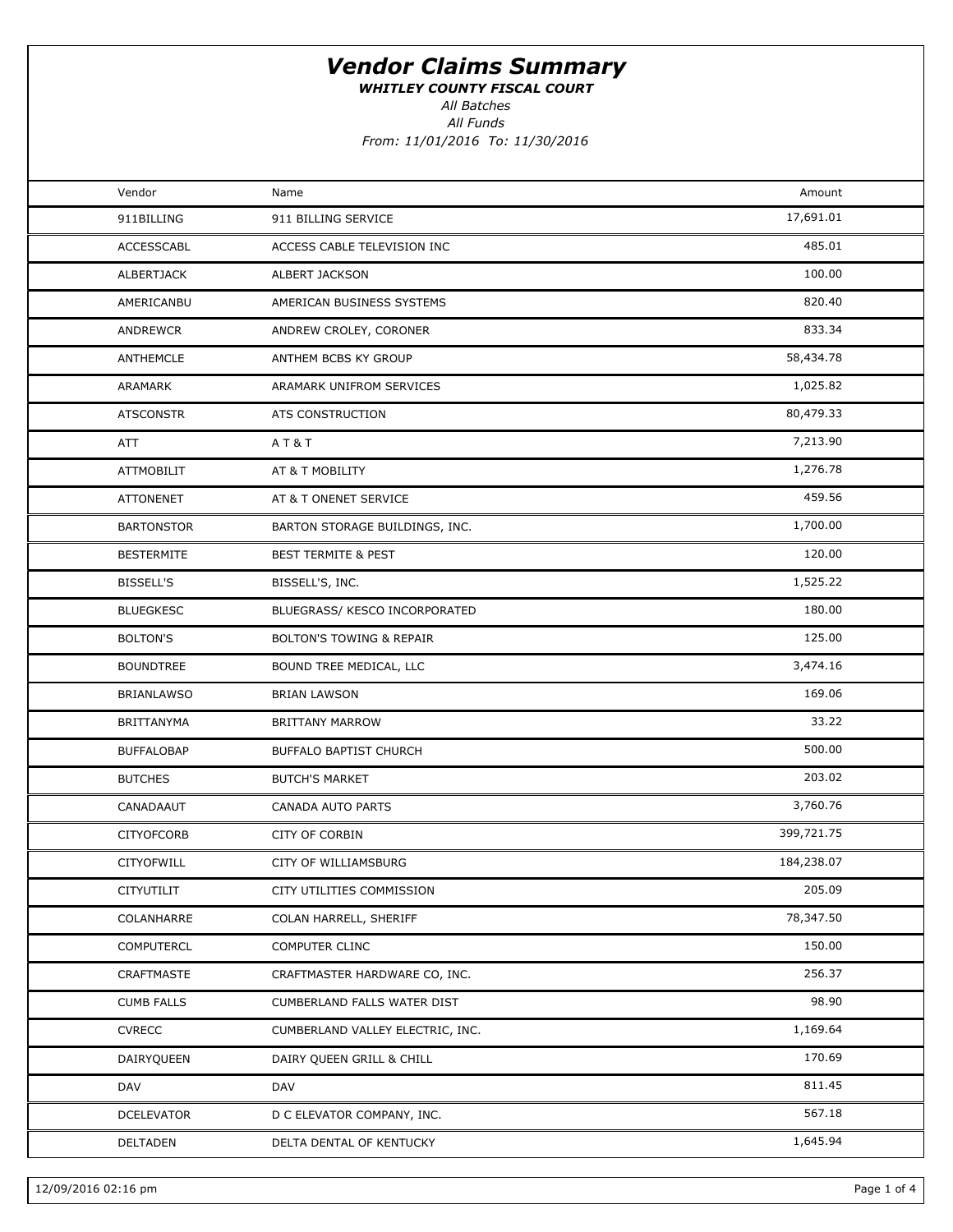# Vendor Claims Summary

***WHITLEY COUNTY FISCAL COURT***

*All Batches*

*All Funds*

*From: 11/01/2016 To: 11/30/2016*

| Vendor | Name | Amount |
|---|---|---|
| 911BILLING | 911 BILLING SERVICE | 17,691.01 |
| ACCESSCABL | ACCESS CABLE TELEVISION INC | 485.01 |
| ALBERTJACK | ALBERT JACKSON | 100.00 |
| AMERICANBU | AMERICAN BUSINESS SYSTEMS | 820.40 |
| ANDREWCR | ANDREW CROLEY, CORONER | 833.34 |
| ANTHEMCLE | ANTHEM BCBS KY GROUP | 58,434.78 |
| ARAMARK | ARAMARK UNIFROM SERVICES | 1,025.82 |
| ATSCONSTR | ATS CONSTRUCTION | 80,479.33 |
| ATT | A T & T | 7,213.90 |
| ATTMOBILIT | AT & T MOBILITY | 1,276.78 |
| ATTONENET | AT & T ONENET SERVICE | 459.56 |
| BARTONSTOR | BARTON STORAGE BUILDINGS, INC. | 1,700.00 |
| BESTERMITE | BEST TERMITE & PEST | 120.00 |
| BISSELL'S | BISSELL'S, INC. | 1,525.22 |
| BLUEGKESC | BLUEGRASS/ KESCO INCORPORATED | 180.00 |
| BOLTON'S | BOLTON'S TOWING & REPAIR | 125.00 |
| BOUNDTREE | BOUND TREE MEDICAL, LLC | 3,474.16 |
| BRIANLAWSO | BRIAN LAWSON | 169.06 |
| BRITTANYMA | BRITTANY MARROW | 33.22 |
| BUFFALOBAP | BUFFALO BAPTIST CHURCH | 500.00 |
| BUTCHES | BUTCH'S MARKET | 203.02 |
| CANADAAUT | CANADA AUTO PARTS | 3,760.76 |
| CITYOFCORB | CITY OF CORBIN | 399,721.75 |
| CITYOFWILL | CITY OF WILLIAMSBURG | 184,238.07 |
| CITYUTILIT | CITY UTILITIES COMMISSION | 205.09 |
| COLANHARRE | COLAN HARRELL, SHERIFF | 78,347.50 |
| COMPUTERCL | COMPUTER CLINC | 150.00 |
| CRAFTMASTE | CRAFTMASTER HARDWARE CO, INC. | 256.37 |
| CUMB FALLS | CUMBERLAND FALLS WATER DIST | 98.90 |
| CVRECC | CUMBERLAND VALLEY ELECTRIC, INC. | 1,169.64 |
| DAIRYQUEEN | DAIRY QUEEN GRILL & CHILL | 170.69 |
| DAV | DAV | 811.45 |
| DCELEVATOR | D C ELEVATOR COMPANY, INC. | 567.18 |
| DELTADEN | DELTA DENTAL OF KENTUCKY | 1,645.94 |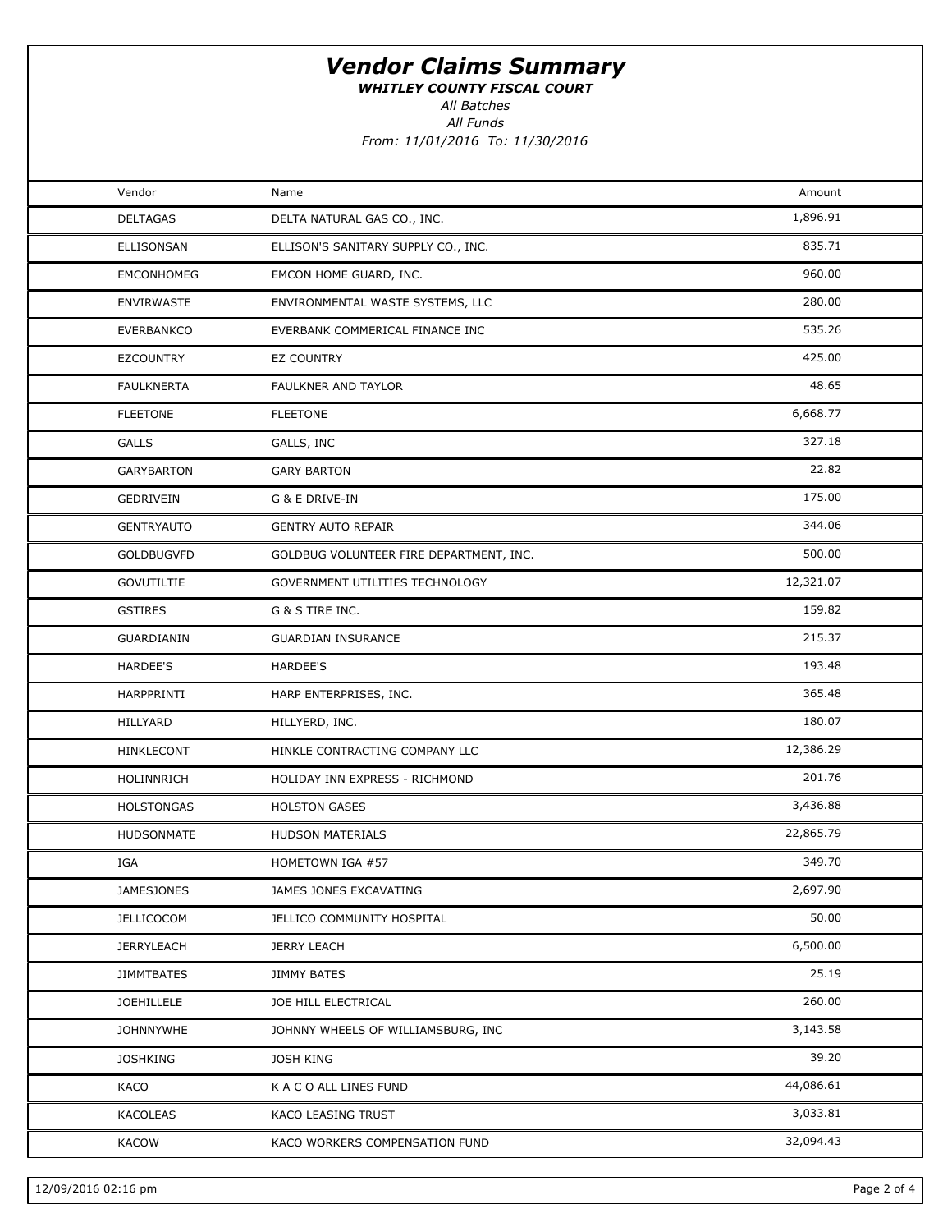# *Vendor Claims Summary*

***WHITLEY COUNTY FISCAL COURT***

*All Batches*

*All Funds*

*From: 11/01/2016 To: 11/30/2016*

| Vendor | Name | Amount |
|---|---|---|
| DELTAGAS | DELTA NATURAL GAS CO., INC. | 1,896.91 |
| ELLISONSAN | ELLISON'S SANITARY SUPPLY CO., INC. | 835.71 |
| EMCONHOMEG | EMCON HOME GUARD, INC. | 960.00 |
| ENVIRWASTE | ENVIRONMENTAL WASTE SYSTEMS, LLC | 280.00 |
| EVERBANKCO | EVERBANK COMMERICAL FINANCE INC | 535.26 |
| EZCOUNTRY | EZ COUNTRY | 425.00 |
| FAULKNERTA | FAULKNER AND TAYLOR | 48.65 |
| FLEETONE | FLEETONE | 6,668.77 |
| GALLS | GALLS, INC | 327.18 |
| GARYBARTON | GARY BARTON | 22.82 |
| GEDRIVEIN | G & E DRIVE-IN | 175.00 |
| GENTRYAUTO | GENTRY AUTO REPAIR | 344.06 |
| GOLDBUGVFD | GOLDBUG VOLUNTEER FIRE DEPARTMENT, INC. | 500.00 |
| GOVUTILTIE | GOVERNMENT UTILITIES TECHNOLOGY | 12,321.07 |
| GSTIRES | G & S TIRE INC. | 159.82 |
| GUARDIANIN | GUARDIAN INSURANCE | 215.37 |
| HARDEE'S | HARDEE'S | 193.48 |
| HARPPRINTI | HARP ENTERPRISES, INC. | 365.48 |
| HILLYARD | HILLYERD, INC. | 180.07 |
| HINKLECONT | HINKLE CONTRACTING COMPANY LLC | 12,386.29 |
| HOLINNRICH | HOLIDAY INN EXPRESS - RICHMOND | 201.76 |
| HOLSTONGAS | HOLSTON GASES | 3,436.88 |
| HUDSONMATE | HUDSON MATERIALS | 22,865.79 |
| IGA | HOMETOWN IGA #57 | 349.70 |
| JAMESJONES | JAMES JONES EXCAVATING | 2,697.90 |
| JELLICOCOM | JELLICO COMMUNITY HOSPITAL | 50.00 |
| JERRYLEACH | JERRY LEACH | 6,500.00 |
| JIMMTBATES | JIMMY BATES | 25.19 |
| JOEHILLELE | JOE HILL ELECTRICAL | 260.00 |
| JOHNNYWHE | JOHNNY WHEELS OF WILLIAMSBURG, INC | 3,143.58 |
| JOSHKING | JOSH KING | 39.20 |
| KACO | K A C O ALL LINES FUND | 44,086.61 |
| KACOLEAS | KACO LEASING TRUST | 3,033.81 |
| KACOW | KACO WORKERS COMPENSATION FUND | 32,094.43 |

12/09/2016 02:16 pm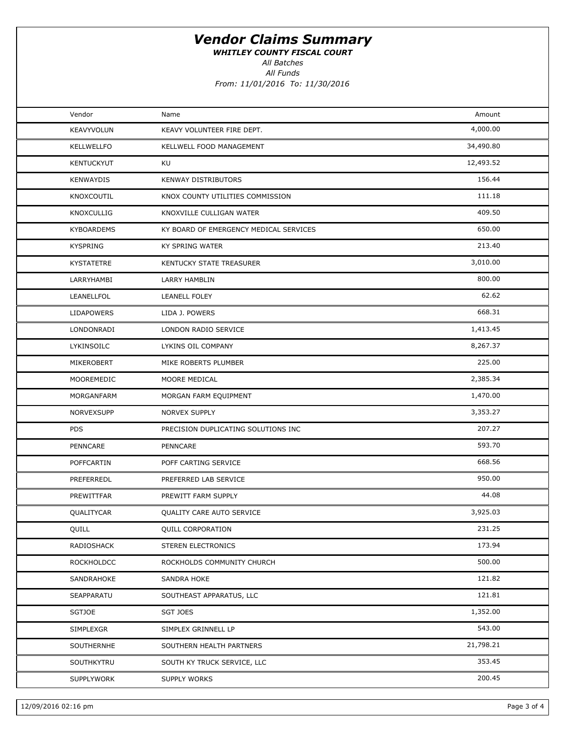# Vendor Claims Summary

***WHITLEY COUNTY FISCAL COURT***

*All Batches*

*All Funds*

*From: 11/01/2016 To: 11/30/2016*

| Vendor | Name | Amount |
|---|---|---|
| KEAVYVOLUN | KEAVY VOLUNTEER FIRE DEPT. | 4,000.00 |
| KELLWELLFO | KELLWELL FOOD MANAGEMENT | 34,490.80 |
| KENTUCKYUT | KU | 12,493.52 |
| KENWAYDIS | KENWAY DISTRIBUTORS | 156.44 |
| KNOXCOUTIL | KNOX COUNTY UTILITIES COMMISSION | 111.18 |
| KNOXCULLIG | KNOXVILLE CULLIGAN WATER | 409.50 |
| KYBOARDEMS | KY BOARD OF EMERGENCY MEDICAL SERVICES | 650.00 |
| KYSPRING | KY SPRING WATER | 213.40 |
| KYSTATETRE | KENTUCKY STATE TREASURER | 3,010.00 |
| LARRYHAMBI | LARRY HAMBLIN | 800.00 |
| LEANELLFOL | LEANELL FOLEY | 62.62 |
| LIDAPOWERS | LIDA J. POWERS | 668.31 |
| LONDONRADI | LONDON RADIO SERVICE | 1,413.45 |
| LYKINSOILC | LYKINS OIL COMPANY | 8,267.37 |
| MIKEROBERT | MIKE ROBERTS PLUMBER | 225.00 |
| MOOREMEDIC | MOORE MEDICAL | 2,385.34 |
| MORGANFARM | MORGAN FARM EQUIPMENT | 1,470.00 |
| NORVEXSUPP | NORVEX SUPPLY | 3,353.27 |
| PDS | PRECISION DUPLICATING SOLUTIONS INC | 207.27 |
| PENNCARE | PENNCARE | 593.70 |
| POFFCARTIN | POFF CARTING SERVICE | 668.56 |
| PREFERREDL | PREFERRED LAB SERVICE | 950.00 |
| PREWITTFAR | PREWITT FARM SUPPLY | 44.08 |
| QUALITYCAR | QUALITY CARE AUTO SERVICE | 3,925.03 |
| QUILL | QUILL CORPORATION | 231.25 |
| RADIOSHACK | STEREN ELECTRONICS | 173.94 |
| ROCKHOLDCC | ROCKHOLDS COMMUNITY CHURCH | 500.00 |
| SANDRAHOKE | SANDRA HOKE | 121.82 |
| SEAPPARATU | SOUTHEAST APPARATUS, LLC | 121.81 |
| SGTJOE | SGT JOES | 1,352.00 |
| SIMPLEXGR | SIMPLEX GRINNELL LP | 543.00 |
| SOUTHERNHE | SOUTHERN HEALTH PARTNERS | 21,798.21 |
| SOUTHKYTRU | SOUTH KY TRUCK SERVICE, LLC | 353.45 |
| SUPPLYWORK | SUPPLY WORKS | 200.45 |

12/09/2016 02:16 pm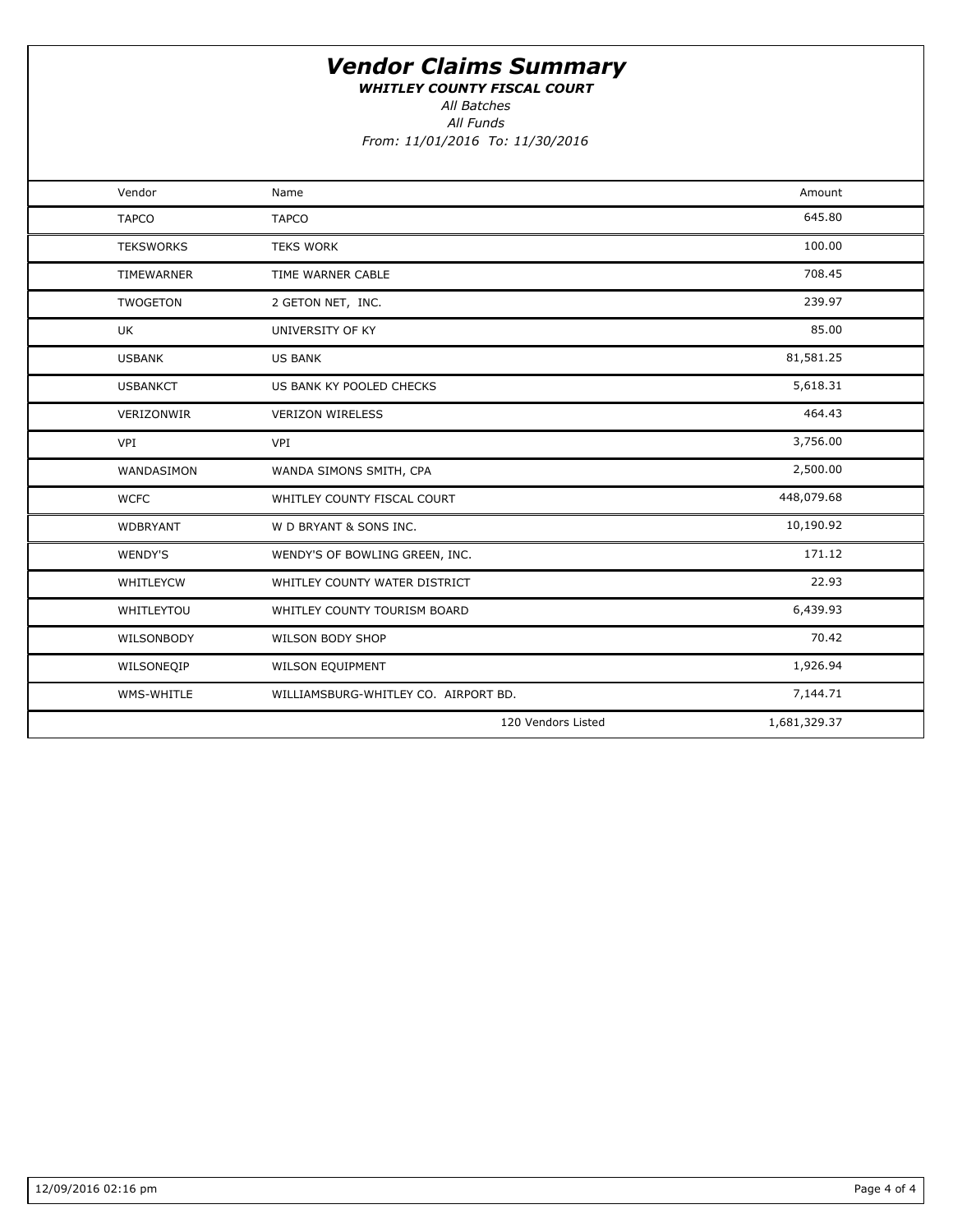# Vendor Claims Summary

***WHITLEY COUNTY FISCAL COURT***

*All Batches*

*All Funds*

*From: 11/01/2016 To: 11/30/2016*

| Vendor | Name | Amount |
|---|---|---|
| TAPCO | TAPCO | 645.80 |
| TEKSWORKS | TEKS WORK | 100.00 |
| TIMEWARNER | TIME WARNER CABLE | 708.45 |
| TWOGETON | 2 GETON NET, INC. | 239.97 |
| UK | UNIVERSITY OF KY | 85.00 |
| USBANK | US BANK | 81,581.25 |
| USBANKCT | US BANK KY POOLED CHECKS | 5,618.31 |
| VERIZONWIR | VERIZON WIRELESS | 464.43 |
| VPI | VPI | 3,756.00 |
| WANDASIMON | WANDA SIMONS SMITH, CPA | 2,500.00 |
| WCFC | WHITLEY COUNTY FISCAL COURT | 448,079.68 |
| WDBRYANT | W D BRYANT & SONS INC. | 10,190.92 |
| WENDY'S | WENDY'S OF BOWLING GREEN, INC. | 171.12 |
| WHITLEYCW | WHITLEY COUNTY WATER DISTRICT | 22.93 |
| WHITLEYTOU | WHITLEY COUNTY TOURISM BOARD | 6,439.93 |
| WILSONBODY | WILSON BODY SHOP | 70.42 |
| WILSONEQIP | WILSON EQUIPMENT | 1,926.94 |
| WMS-WHITLE | WILLIAMSBURG-WHITLEY CO. AIRPORT BD. | 7,144.71 |
| | 120 Vendors Listed | 1,681,329.37 |

12/09/2016 02:16 pm